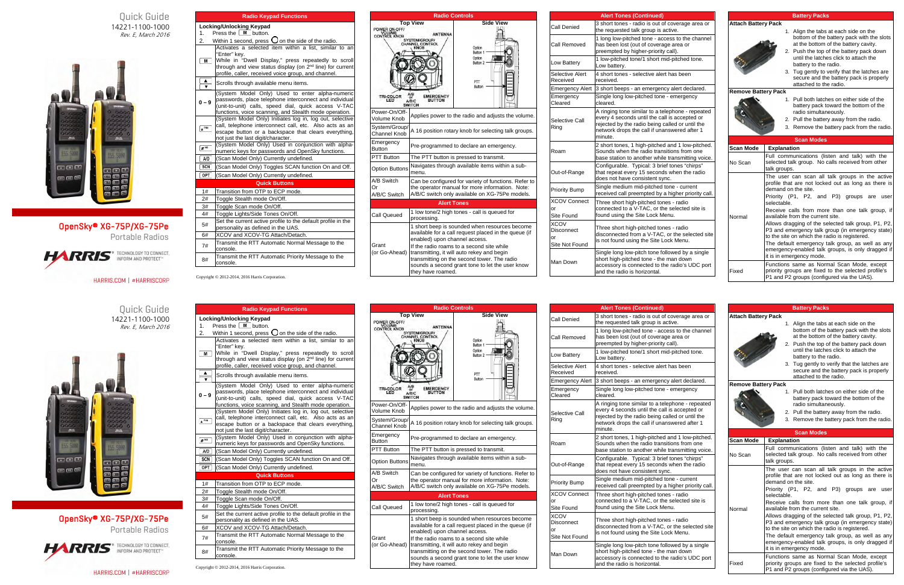# Quick Guide

14221-1100-1000

*Rev. E, March 2016*

## OpenSky® XG-75P/XG-75Pe

Portable Radios

HARRIS® TECHNOLOGY TO CONNECT, INFORM AND PROTECT™

HARRIS.COM | #HARRISCORP

## Radio Keypad Functions

**Locking/Unlocking Keypad**

1. Press the [M] button.
2. Within 1 second, press ○ on the side of the radio.

| Key | Function |
|---|---|
| M | Activates a selected item within a list, similar to an "Enter" key. While in "Dwell Display," press repeatedly to scroll through and view status display (on 2nd line) for current profile, caller, received voice group, and channel. |
| ▲ ▼ | Scrolls through available menu items. |
| 0 – 9 | (System Model Only) Used to enter alpha-numeric passwords, place telephone interconnect and individual (unit-to-unit) calls, speed dial, quick access V-TAC functions, voice scanning, and Stealth mode operation. |
| * PH | (System Model Only) Initiates log in, log out, selective call, telephone interconnect call, etc. Also acts as an escape button or a backspace that clears everything, not just the last digit/character. |
| # NO | (System Model Only) Used in conjunction with alpha-numeric keys for passwords and OpenSky functions. |
| A/D | (Scan Model Only) Currently undefined. |
| SCN | (Scan Model Only) Toggles SCAN function On and Off. |
| OPT | (Scan Model Only) Currently undefined. |

### Quick Buttons

| Button | Function |
|---|---|
| 1# | Transition from OTP to ECP mode. |
| 2# | Toggle Stealth mode On/Off. |
| 3# | Toggle Scan mode On/Off. |
| 4# | Toggle Lights/Side Tones On/Off. |
| 5# | Set the current active profile to the default profile in the personality as defined in the UAS. |
| 6# | XCOV and XCOV-TG Attach/Detach. |
| 7# | Transmit the RTT Automatic Normal Message to the console. |
| 8# | Transmit the RTT Automatic Priority Message to the console. |

Copyright © 2012-2014, 2016 Harris Corporation.

## Radio Controls

Top View / Side View: POWER ON-OFF/VOLUME CONTROL KNOB, ANTENNA, SYSTEM/GROUP/CHANNEL CONTROL KNOB, TRI-COLOR LED, A/B or A/B/C SWITCH, EMERGENCY BUTTON, Option Button 1, Option Button 2, PTT Button

| Control | Description |
|---|---|
| Power-On/Off-Volume Knob | Applies power to the radio and adjusts the volume. |
| System/Group/Channel Knob | A 16 position rotary knob for selecting talk groups. |
| Emergency Button | Pre-programmed to declare an emergency. |
| PTT Button | The PTT button is pressed to transmit. |
| Option Buttons | Navigates through available items within a sub-menu. |
| A/B Switch Or A/B/C Switch | Can be configured for variety of functions. Refer to the operator manual for more information. Note: A/B/C switch only available on XG-75Pe models. |

## Alert Tones

| Tone | Description |
|---|---|
| Call Queued | 1 low tone/2 high tones - call is queued for processing. |
| Grant (or Go-Ahead) | 1 short beep is sounded when resources become available for a call request placed in the queue (if enabled) upon channel access. If the radio roams to a second site while transmitting, it will auto rekey and begin transmitting on the second tower. The radio sounds a second grant tone to let the user know they have roamed. |

## Alert Tones (Continued)

| Tone | Description |
|---|---|
| Call Denied | 3 short tones - radio is out of coverage area or the requested talk group is active. |
| Call Removed | 1 long low-pitched tone - access to the channel has been lost (out of coverage area or preempted by higher-priority call). |
| Low Battery | 1 low-pitched tone/1 short mid-pitched tone. Low battery. |
| Selective Alert Received | 4 short tones - selective alert has been received. |
| Emergency Alert | 3 short beeps - an emergency alert declared. |
| Emergency Cleared | Single long low-pitched tone - emergency cleared. |
| Selective Call Ring | A ringing tone similar to a telephone - repeated every 4 seconds until the call is accepted or rejected by the radio being called or until the network drops the call if unanswered after 1 minute. |
| Roam | 2 short tones, 1 high-pitched and 1 low-pitched. Sounds when the radio transitions from one base station to another while transmitting voice. |
| Out-of-Range | Configurable. Typical: 3 brief tones "chirps" that repeat every 15 seconds when the radio does not have consistent sync. |
| Priority Bump | Single medium mid-pitched tone - current received call preempted by a higher priority call. |
| XCOV Connect or Site Found | Three short high-pitched tones - radio connected to a V-TAC, or the selected site is found using the Site Lock Menu. |
| XCOV Disconnect or Site Not Found | Three short high-pitched tones - radio disconnected from a V-TAC, or the selected site is not found using the Site Lock Menu. |
| Man Down | Single long low-pitch tone followed by a single short high-pitched tone - the man down accessory is connected to the radio's UDC port and the radio is horizontal. |

## Battery Packs

**Attach Battery Pack**

1. Align the tabs at each side on the bottom of the battery pack with the slots at the bottom of the battery cavity.
2. Push the top of the battery pack down until the latches click to attach the battery to the radio.
3. Tug gently to verify that the latches are secure and the battery pack is properly attached to the radio.

**Remove Battery Pack**

1. Pull both latches on either side of the battery pack toward the bottom of the radio simultaneously.
2. Pull the battery away from the radio.
3. Remove the battery pack from the radio.

## Scan Modes

| Scan Mode | Explanation |
|---|---|
| No Scan | Full communications (listen and talk) with the selected talk group. No calls received from other talk groups. |
| Normal | The user can scan all talk groups in the active profile that are not locked out as long as there is demand on the site. Priority (P1, P2, and P3) groups are user selectable. Receive calls from more than one talk group, if available from the current site. Allows dragging of the selected talk group, P1, P2, P3 and emergency talk group (in emergency state) to the site on which the radio is registered. The default emergency talk group, as well as any emergency-enabled talk groups, is only dragged if it is in emergency mode. |
| Fixed | Functions same as Normal Scan Mode, except priority groups are fixed to the selected profile's P1 and P2 groups (configured via the UAS). |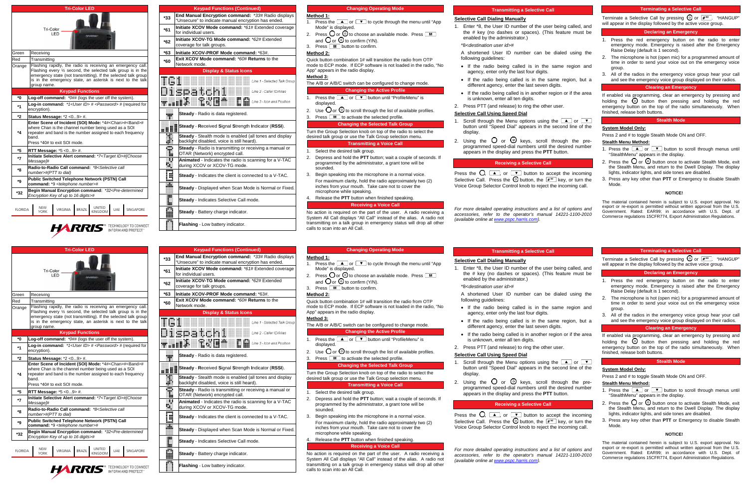## Tri-Color LED

Tri-Color LED

| | |
|---|---|
| Green | Receiving |
| Red | Transmitting |
| Orange | Flashing rapidly, the radio is receiving an emergency call. Flashing every ½ second, the selected talk group is in the emergency state (not transmitting). If the selected talk group is in the emergency state, an asterisk is next to the talk group name. |

## Keypad Functions

| | |
|---|---|
| *0 | **Log-off command:** *0## (logs the user off the system). |
| *1 | **Log-in command:** *1<User ID> # <Password> # (required for encryption). |
| *2 | **Status Message:** *2 <0...9> #. |
| *4 | **Enter Scene of Incident (SOI) Mode:** *4#<Chan>#<Band># where Chan is the channel number being used as a SOI repeater and band is the number assigned to each frequency band. Press *40# to exit SOI mode. |
| *5 | **RTT Message:** *5 <0...9> #. |
| *7 | **Initiate Selective Alert command:** *7<Target ID>#[Choose Message]# |
| *8 | **Radio-to-Radio Call command:** *8<Selective call number>#(PTT to dial) |
| *9 | **Public Switched Telephone Network (PSTN) Call command:** *9 <telephone number># |
| *32 | **Begin Manual Encryption command:** *32<Pre-determined Encryption Key of up to 16 digits># |

FLORIDA | NEW YORK | VIRGINIA | BRAZIL | UNITED KINGDOM | UAE | SINGAPORE

HARRIS® TECHNOLOGY TO CONNECT INFORM AND PROTECT™

## Keypad Functions (Continued)

| | |
|---|---|
| *33 | **End Manual Encryption command:** *33# Radio displays "Unsecure" to indicate manual encryption has ended. |
| *61 | **Initiate XCOV Mode command:** *61# Extended coverage for individual users. |
| *62 | **Initiate XCOV-TG Mode command:** *62# Extended coverage for talk groups. |
| *63 | **Initiate XCOV-PROF Mode command:** *63#. |
| *60 | **Exit XCOV Mode command:** *60# **Returns** to the Network mode. |

## Display & Status Icons

TG1 — Line 1 - Selected Talk Group
Dispatch1 — Line 2 - Caller ID/Alias
Line 3 - Icon and Position

| | |
|---|---|
| | **Steady** - Radio is data registered. |
| | **Steady** - **R**eceived **S**ignal **S**trength **I**ndicator (**RSSI**). |
| | **Steady** - Stealth mode is enabled (all tones and display backlight disabled, voice is still heard). |
| | **Steady** - Radio is transmitting or receiving a manual or OTAR (Network) encrypted call. |
| | **Animated** - Indicates the radio is scanning for a V-TAC during XCOV or XCOV-TG mode. |
| | **Steady** - Indicates the client is connected to a V-TAC. |
| | **Steady** - Displayed when Scan Mode is Normal or Fixed. |
| | **Steady** - Indicates Selective Call mode. |
| | **Steady** - Battery charge indicator. |
| | **Flashing** - Low battery indicator. |

## Changing Operating Mode

**Method 1:**

1. Press the ▲ or ▼ to cycle through the menu until "App Mode" is displayed.
2. Press ◯ or ⊙ to choose an available mode. Press M and ◯ or ⊙ to confirm (Y/N).
3. Press M button to confirm.

**Method 2:**

Quick button combination 1# will transition the radio from OTP mode to ECP mode. If ECP software is not loaded in the radio, "No App" appears in the radio display.

**Method 3:**

The A/B or A/B/C switch can be configured to change mode.

## Changing the Active Profile

1. Press the ▲ or ▼ button until "ProfileMenu" is displayed.
2. Use ◯ or ⊙ to scroll through the list of available profiles.
3. Press M to activate the selected profile.

## Changing the Selected Talk Group

Turn the Group Selection knob on top of the radio to select the desired talk group or use the Talk Group selection menu.

## Transmitting a Voice Call

1. Select the desired talk group.
2. Depress and hold the **PTT** button; wait a couple of seconds. If programmed by the administrator, a grant tone will be sounded.
3. Begin speaking into the microphone in a normal voice.

   For maximum clarity, hold the radio approximately two (2) inches from your mouth. Take care not to cover the microphone while speaking.
4. Release the **PTT** button when finished speaking.

## Receiving a Voice Call

No action is required on the part of the user. A radio receiving a System All Call displays "All Call" instead of the alias. A radio not transmitting on a talk group in emergency status will drop all other calls to scan into an All Call.

## Transmitting a Selective Call

### Selective Call Dialing Manually

1. Enter *8, the User ID number of the user being called, and the # key (no dashes or spaces). (This feature must be enabled by the administrator.)

   *8<destination user id>#

   A shortened User ID number can be dialed using the following guidelines:

   - If the radio being called is in the same region and agency, enter only the last four digits.
   - If the radio being called is in the same region, but a different agency, enter the last seven digits.
   - If the radio being called is in another region or if the area is unknown, enter all ten digits.
2. Press PTT (and release) to ring the other user.

### Selective Call Using Speed Dial

1. Scroll through the Menu options using the ▲ or ▼ button until "Speed Dial" appears in the second line of the display.
2. Using the ◯ or ⊙ keys, scroll through the pre-programmed speed-dial numbers until the desired number appears in the display and press the **PTT** button.

## Receiving a Selective Call

Press the ◯, ▲, or ▼ button to accept the incoming Selective Call. Press the ⊙ button, the #ᴴᴼ key, or turn the Voice Group Selector Control knob to reject the incoming call.

*For more detailed operating instructions and a list of options and accessories, refer to the operator's manual 14221-1100-2010 (available online at www.pspc.harris.com).*

## Terminating a Selective Call

Terminate a Selective Call by pressing ⊙ or #ᴴᴼ. "HANGUP" will appear in the display followed by the active voice group.

## Declaring an Emergency

1. Press the red emergency button on the radio to enter emergency mode. Emergency is raised after the Emergency Raise Delay (default is 1 second).
2. The microphone is hot (open mic) for a programmed amount of time in order to send your voice out on the emergency voice group.
3. All of the radios in the emergency voice group hear your call and see the emergency voice group displayed on their radios.

## Clearing an Emergency

If enabled via programming, clear an emergency by pressing and holding the ⊙ button then pressing and holding the red emergency button on the top of the radio simultaneously. When finished, release both buttons.

## Stealth Mode

**System Model Only:**

Press 2 and # to toggle Stealth Mode ON and OFF.

**Stealth Menu Method:**

1. Press the ▲ or ▼ button to scroll through menus until "StealthMenu" appears in the display.
2. Press the ◯ or ⊙ button once to activate Stealth Mode, exit the Stealth Menu, and return to the Dwell Display. The display lights, indicator lights, and side tones are disabled.
3. Press any key other than **PTT** or Emergency to disable Stealth Mode.

**NOTICE!**

The material contained herein is subject to U.S. export approval. No export or re-export is permitted without written approval from the U.S. Government. Rated: EAR99; in accordance with U.S. Dept. of Commerce regulations 15CFR774, Export Administration Regulations.

## Tri-Color LED

Tri-Color LED

| | |
|---|---|
| Green | Receiving |
| Red | Transmitting |
| Orange | Flashing rapidly, the radio is receiving an emergency call. Flashing every ½ second, the selected talk group is in the emergency state (not transmitting). If the selected talk group is in the emergency state, an asterisk is next to the talk group name. |

## Keypad Functions

| | |
|---|---|
| *0 | **Log-off command:** *0## (logs the user off the system). |
| *1 | **Log-in command:** *1<User ID> # <Password> # (required for encryption). |
| *2 | **Status Message:** *2 <0...9> #. |
| *4 | **Enter Scene of Incident (SOI) Mode:** *4#<Chan>#<Band># where Chan is the channel number being used as a SOI repeater and band is the number assigned to each frequency band. Press *40# to exit SOI mode. |
| *5 | **RTT Message:** *5 <0...9> #. |
| *7 | **Initiate Selective Alert command:** *7<Target ID>#[Choose Message]# |
| *8 | **Radio-to-Radio Call command:** *8<Selective call number>#(PTT to dial) |
| *9 | **Public Switched Telephone Network (PSTN) Call command:** *9 <telephone number># |
| *32 | **Begin Manual Encryption command:** *32<Pre-determined Encryption Key of up to 16 digits># |

FLORIDA | NEW YORK | VIRGINIA | BRAZIL | UNITED KINGDOM | UAE | SINGAPORE

HARRIS® TECHNOLOGY TO CONNECT INFORM AND PROTECT™

## Keypad Functions (Continued)

| | |
|---|---|
| *33 | **End Manual Encryption command:** *33# Radio displays "Unsecure" to indicate manual encryption has ended. |
| *61 | **Initiate XCOV Mode command:** *61# Extended coverage for individual users. |
| *62 | **Initiate XCOV-TG Mode command:** *62# Extended coverage for talk groups. |
| *63 | **Initiate XCOV-PROF Mode command:** *63#. |
| *60 | **Exit XCOV Mode command:** *60# **Returns** to the Network mode. |

## Display & Status Icons

TG1 — Line 1 - Selected Talk Group
Dispatch1 — Line 2 - Caller ID/Alias
Line 3 - Icon and Position

| | |
|---|---|
| | **Steady** - Radio is data registered. |
| | **Steady** - **R**eceived **S**ignal **S**trength **I**ndicator (**RSSI**). |
| | **Steady** - Stealth mode is enabled (all tones and display backlight disabled, voice is still heard). |
| | **Steady** - Radio is transmitting or receiving a manual or OTAR (Network) encrypted call. |
| | **Animated** - Indicates the radio is scanning for a V-TAC during XCOV or XCOV-TG mode. |
| | **Steady** - Indicates the client is connected to a V-TAC. |
| | **Steady** - Displayed when Scan Mode is Normal or Fixed. |
| | **Steady** - Indicates Selective Call mode. |
| | **Steady** - Battery charge indicator. |
| | **Flashing** - Low battery indicator. |

## Changing Operating Mode

**Method 1:**

1. Press the ▲ or ▼ to cycle through the menu until "App Mode" is displayed.
2. Press ◯ or ⊙ to choose an available mode. Press M and ◯ or ⊙ to confirm (Y/N).
3. Press M button to confirm.

**Method 2:**

Quick button combination 1# will transition the radio from OTP mode to ECP mode. If ECP software is not loaded in the radio, "No App" appears in the radio display.

**Method 3:**

The A/B or A/B/C switch can be configured to change mode.

## Changing the Active Profile

1. Press the ▲ or ▼ button until "ProfileMenu" is displayed.
2. Use ◯ or ⊙ to scroll through the list of available profiles.
3. Press M to activate the selected profile.

## Changing the Selected Talk Group

Turn the Group Selection knob on top of the radio to select the desired talk group or use the Talk Group selection menu.

## Transmitting a Voice Call

1. Select the desired talk group.
2. Depress and hold the **PTT** button; wait a couple of seconds. If programmed by the administrator, a grant tone will be sounded.
3. Begin speaking into the microphone in a normal voice.

   For maximum clarity, hold the radio approximately two (2) inches from your mouth. Take care not to cover the microphone while speaking.
4. Release the **PTT** button when finished speaking.

## Receiving a Voice Call

No action is required on the part of the user. A radio receiving a System All Call displays "All Call" instead of the alias. A radio not transmitting on a talk group in emergency status will drop all other calls to scan into an All Call.

## Transmitting a Selective Call

### Selective Call Dialing Manually

1. Enter *8, the User ID number of the user being called, and the # key (no dashes or spaces). (This feature must be enabled by the administrator.)

   *8<destination user id>#

   A shortened User ID number can be dialed using the following guidelines:

   - If the radio being called is in the same region and agency, enter only the last four digits.
   - If the radio being called is in the same region, but a different agency, enter the last seven digits.
   - If the radio being called is in another region or if the area is unknown, enter all ten digits.
2. Press PTT (and release) to ring the other user.

### Selective Call Using Speed Dial

1. Scroll through the Menu options using the ▲ or ▼ button until "Speed Dial" appears in the second line of the display.
2. Using the ◯ or ⊙ keys, scroll through the pre-programmed speed-dial numbers until the desired number appears in the display and press the **PTT** button.

## Receiving a Selective Call

Press the ◯, ▲, or ▼ button to accept the incoming Selective Call. Press the ⊙ button, the #ᴴᴼ key, or turn the Voice Group Selector Control knob to reject the incoming call.

*For more detailed operating instructions and a list of options and accessories, refer to the operator's manual 14221-1100-2010 (available online at www.pspc.harris.com).*

## Terminating a Selective Call

Terminate a Selective Call by pressing ⊙ or #ᴴᴼ. "HANGUP" will appear in the display followed by the active voice group.

## Declaring an Emergency

1. Press the red emergency button on the radio to enter emergency mode. Emergency is raised after the Emergency Raise Delay (default is 1 second).
2. The microphone is hot (open mic) for a programmed amount of time in order to send your voice out on the emergency voice group.
3. All of the radios in the emergency voice group hear your call and see the emergency voice group displayed on their radios.

## Clearing an Emergency

If enabled via programming, clear an emergency by pressing and holding the ⊙ button then pressing and holding the red emergency button on the top of the radio simultaneously. When finished, release both buttons.

## Stealth Mode

**System Model Only:**

Press 2 and # to toggle Stealth Mode ON and OFF.

**Stealth Menu Method:**

1. Press the ▲ or ▼ button to scroll through menus until "StealthMenu" appears in the display.
2. Press the ◯ or ⊙ button once to activate Stealth Mode, exit the Stealth Menu, and return to the Dwell Display. The display lights, indicator lights, and side tones are disabled.
3. Press any key other than **PTT** or Emergency to disable Stealth Mode.

**NOTICE!**

The material contained herein is subject to U.S. export approval. No export or re-export is permitted without written approval from the U.S. Government. Rated: EAR99; in accordance with U.S. Dept. of Commerce regulations 15CFR774, Export Administration Regulations.